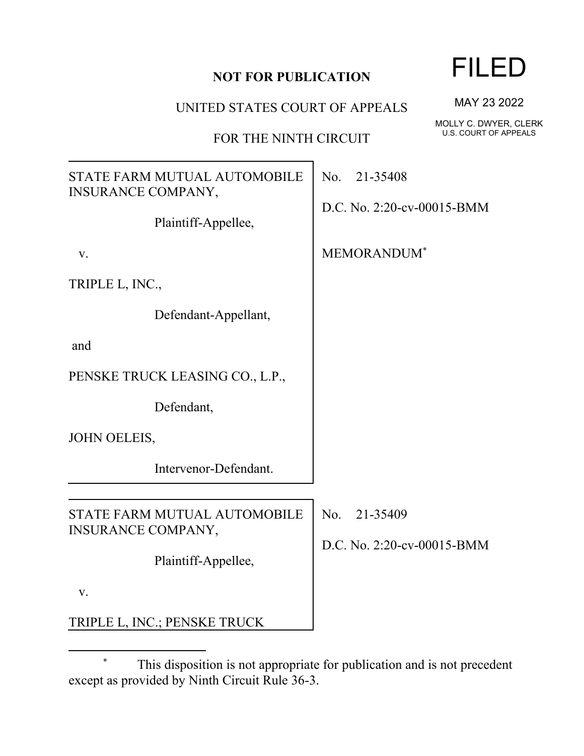**NOT FOR PUBLICATION**

UNITED STATES COURT OF APPEALS

FOR THE NINTH CIRCUIT

FILED

MAY 23 2022

MOLLY C. DWYER, CLERK
U.S. COURT OF APPEALS

| | |
|---|---|
| STATE FARM MUTUAL AUTOMOBILE INSURANCE COMPANY,<br><br>Plaintiff-Appellee,<br><br>v.<br><br>TRIPLE L, INC.,<br><br>Defendant-Appellant,<br><br>and<br><br>PENSKE TRUCK LEASING CO., L.P.,<br><br>Defendant,<br><br>JOHN OELEIS,<br><br>Intervenor-Defendant. | No. 21-35408<br><br>D.C. No. 2:20-cv-00015-BMM<br><br>MEMORANDUM* |

| | |
|---|---|
| STATE FARM MUTUAL AUTOMOBILE INSURANCE COMPANY,<br><br>Plaintiff-Appellee,<br><br>v.<br><br>TRIPLE L, INC.; PENSKE TRUCK | No. 21-35409<br><br>D.C. No. 2:20-cv-00015-BMM |

\* This disposition is not appropriate for publication and is not precedent except as provided by Ninth Circuit Rule 36-3.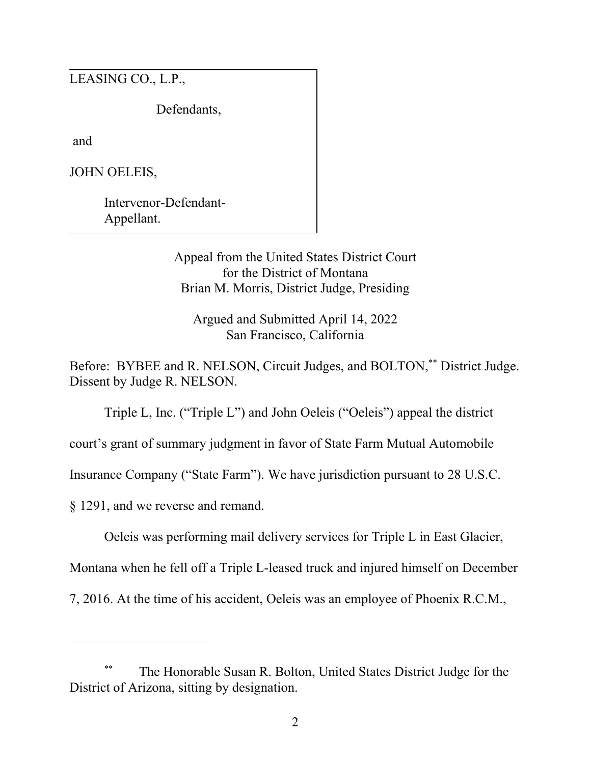LEASING CO., L.P.,

Defendants,

and

JOHN OELEIS,

Intervenor-Defendant-Appellant.

Appeal from the United States District Court
for the District of Montana
Brian M. Morris, District Judge, Presiding

Argued and Submitted April 14, 2022
San Francisco, California

Before: BYBEE and R. NELSON, Circuit Judges, and BOLTON,[**] District Judge.
Dissent by Judge R. NELSON.

Triple L, Inc. ("Triple L") and John Oeleis ("Oeleis") appeal the district court's grant of summary judgment in favor of State Farm Mutual Automobile Insurance Company ("State Farm"). We have jurisdiction pursuant to 28 U.S.C. § 1291, and we reverse and remand.

Oeleis was performing mail delivery services for Triple L in East Glacier, Montana when he fell off a Triple L-leased truck and injured himself on December 7, 2016. At the time of his accident, Oeleis was an employee of Phoenix R.C.M.,

---

[**] The Honorable Susan R. Bolton, United States District Judge for the District of Arizona, sitting by designation.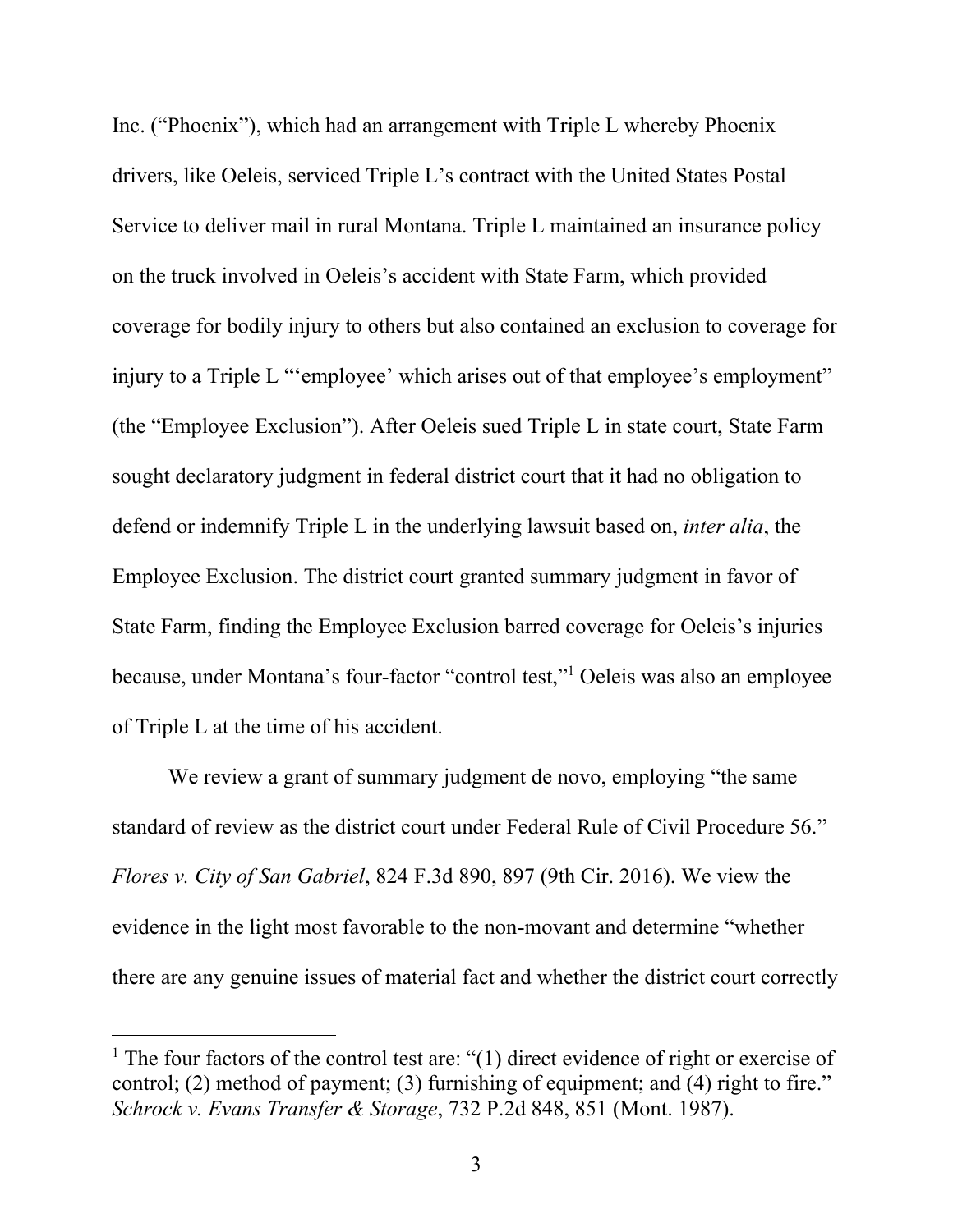Inc. (“Phoenix”), which had an arrangement with Triple L whereby Phoenix drivers, like Oeleis, serviced Triple L’s contract with the United States Postal Service to deliver mail in rural Montana. Triple L maintained an insurance policy on the truck involved in Oeleis’s accident with State Farm, which provided coverage for bodily injury to others but also contained an exclusion to coverage for injury to a Triple L “‘employee’ which arises out of that employee’s employment” (the “Employee Exclusion”). After Oeleis sued Triple L in state court, State Farm sought declaratory judgment in federal district court that it had no obligation to defend or indemnify Triple L in the underlying lawsuit based on, *inter alia*, the Employee Exclusion. The district court granted summary judgment in favor of State Farm, finding the Employee Exclusion barred coverage for Oeleis’s injuries because, under Montana’s four-factor “control test,”[1] Oeleis was also an employee of Triple L at the time of his accident.

We review a grant of summary judgment de novo, employing “the same standard of review as the district court under Federal Rule of Civil Procedure 56.” *Flores v. City of San Gabriel*, 824 F.3d 890, 897 (9th Cir. 2016). We view the evidence in the light most favorable to the non-movant and determine “whether there are any genuine issues of material fact and whether the district court correctly

---

[1] The four factors of the control test are: “(1) direct evidence of right or exercise of control; (2) method of payment; (3) furnishing of equipment; and (4) right to fire.” *Schrock v. Evans Transfer & Storage*, 732 P.2d 848, 851 (Mont. 1987).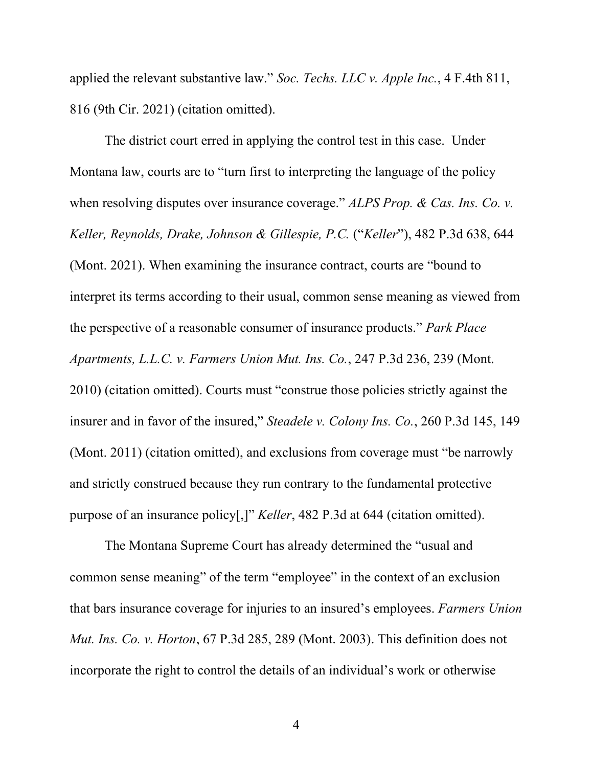applied the relevant substantive law." *Soc. Techs. LLC v. Apple Inc.*, 4 F.4th 811, 816 (9th Cir. 2021) (citation omitted).

The district court erred in applying the control test in this case. Under Montana law, courts are to "turn first to interpreting the language of the policy when resolving disputes over insurance coverage." *ALPS Prop. & Cas. Ins. Co. v. Keller, Reynolds, Drake, Johnson & Gillespie, P.C.* ("*Keller*"), 482 P.3d 638, 644 (Mont. 2021). When examining the insurance contract, courts are "bound to interpret its terms according to their usual, common sense meaning as viewed from the perspective of a reasonable consumer of insurance products." *Park Place Apartments, L.L.C. v. Farmers Union Mut. Ins. Co.*, 247 P.3d 236, 239 (Mont. 2010) (citation omitted). Courts must "construe those policies strictly against the insurer and in favor of the insured," *Steadele v. Colony Ins. Co.*, 260 P.3d 145, 149 (Mont. 2011) (citation omitted), and exclusions from coverage must "be narrowly and strictly construed because they run contrary to the fundamental protective purpose of an insurance policy[,]" *Keller*, 482 P.3d at 644 (citation omitted).

The Montana Supreme Court has already determined the "usual and common sense meaning" of the term "employee" in the context of an exclusion that bars insurance coverage for injuries to an insured's employees. *Farmers Union Mut. Ins. Co. v. Horton*, 67 P.3d 285, 289 (Mont. 2003). This definition does not incorporate the right to control the details of an individual's work or otherwise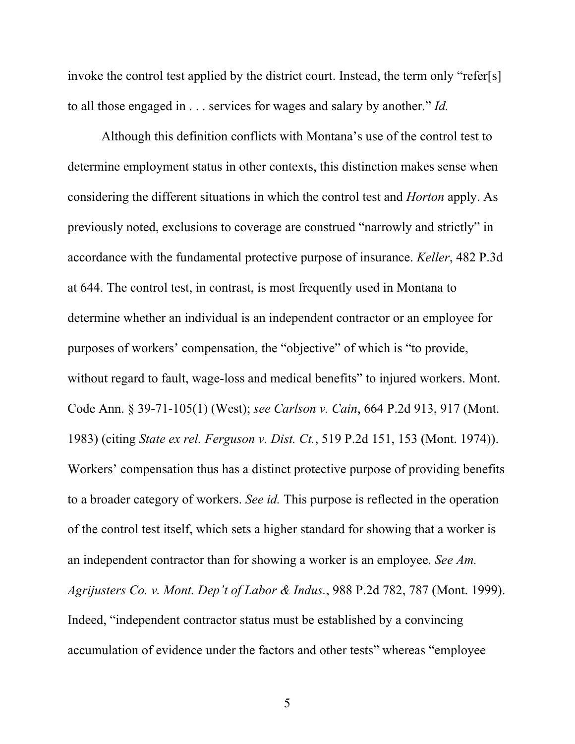invoke the control test applied by the district court. Instead, the term only "refer[s] to all those engaged in . . . services for wages and salary by another." *Id.*

Although this definition conflicts with Montana's use of the control test to determine employment status in other contexts, this distinction makes sense when considering the different situations in which the control test and *Horton* apply. As previously noted, exclusions to coverage are construed "narrowly and strictly" in accordance with the fundamental protective purpose of insurance. *Keller*, 482 P.3d at 644. The control test, in contrast, is most frequently used in Montana to determine whether an individual is an independent contractor or an employee for purposes of workers' compensation, the "objective" of which is "to provide, without regard to fault, wage-loss and medical benefits" to injured workers. Mont. Code Ann. § 39-71-105(1) (West); *see Carlson v. Cain*, 664 P.2d 913, 917 (Mont. 1983) (citing *State ex rel. Ferguson v. Dist. Ct.*, 519 P.2d 151, 153 (Mont. 1974)). Workers' compensation thus has a distinct protective purpose of providing benefits to a broader category of workers. *See id.* This purpose is reflected in the operation of the control test itself, which sets a higher standard for showing that a worker is an independent contractor than for showing a worker is an employee. *See Am. Agrijusters Co. v. Mont. Dep't of Labor & Indus.*, 988 P.2d 782, 787 (Mont. 1999). Indeed, "independent contractor status must be established by a convincing accumulation of evidence under the factors and other tests" whereas "employee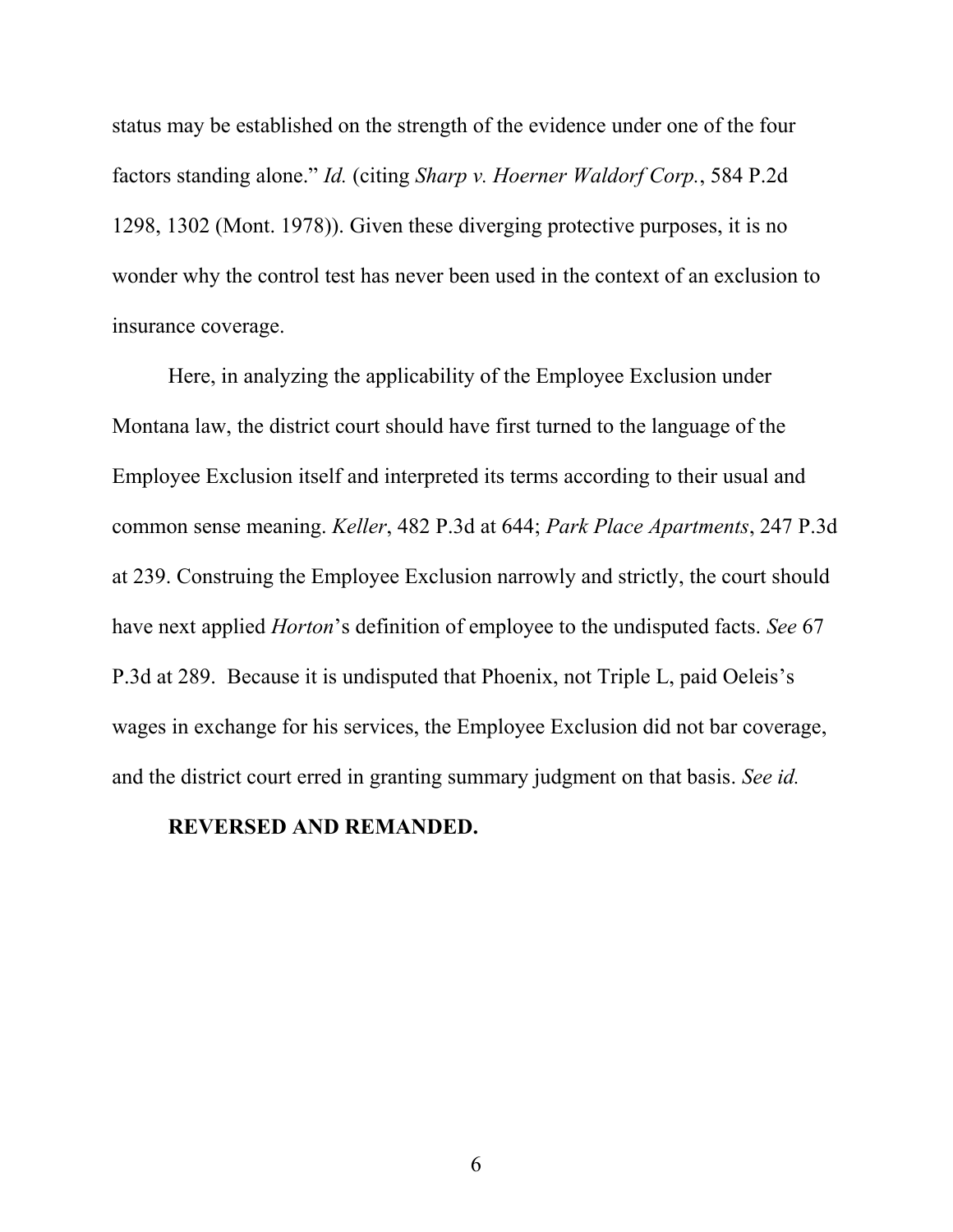status may be established on the strength of the evidence under one of the four factors standing alone." *Id.* (citing *Sharp v. Hoerner Waldorf Corp.*, 584 P.2d 1298, 1302 (Mont. 1978)). Given these diverging protective purposes, it is no wonder why the control test has never been used in the context of an exclusion to insurance coverage.

Here, in analyzing the applicability of the Employee Exclusion under Montana law, the district court should have first turned to the language of the Employee Exclusion itself and interpreted its terms according to their usual and common sense meaning. *Keller*, 482 P.3d at 644; *Park Place Apartments*, 247 P.3d at 239. Construing the Employee Exclusion narrowly and strictly, the court should have next applied *Horton*'s definition of employee to the undisputed facts. *See* 67 P.3d at 289. Because it is undisputed that Phoenix, not Triple L, paid Oeleis's wages in exchange for his services, the Employee Exclusion did not bar coverage, and the district court erred in granting summary judgment on that basis. *See id.*

**REVERSED AND REMANDED.**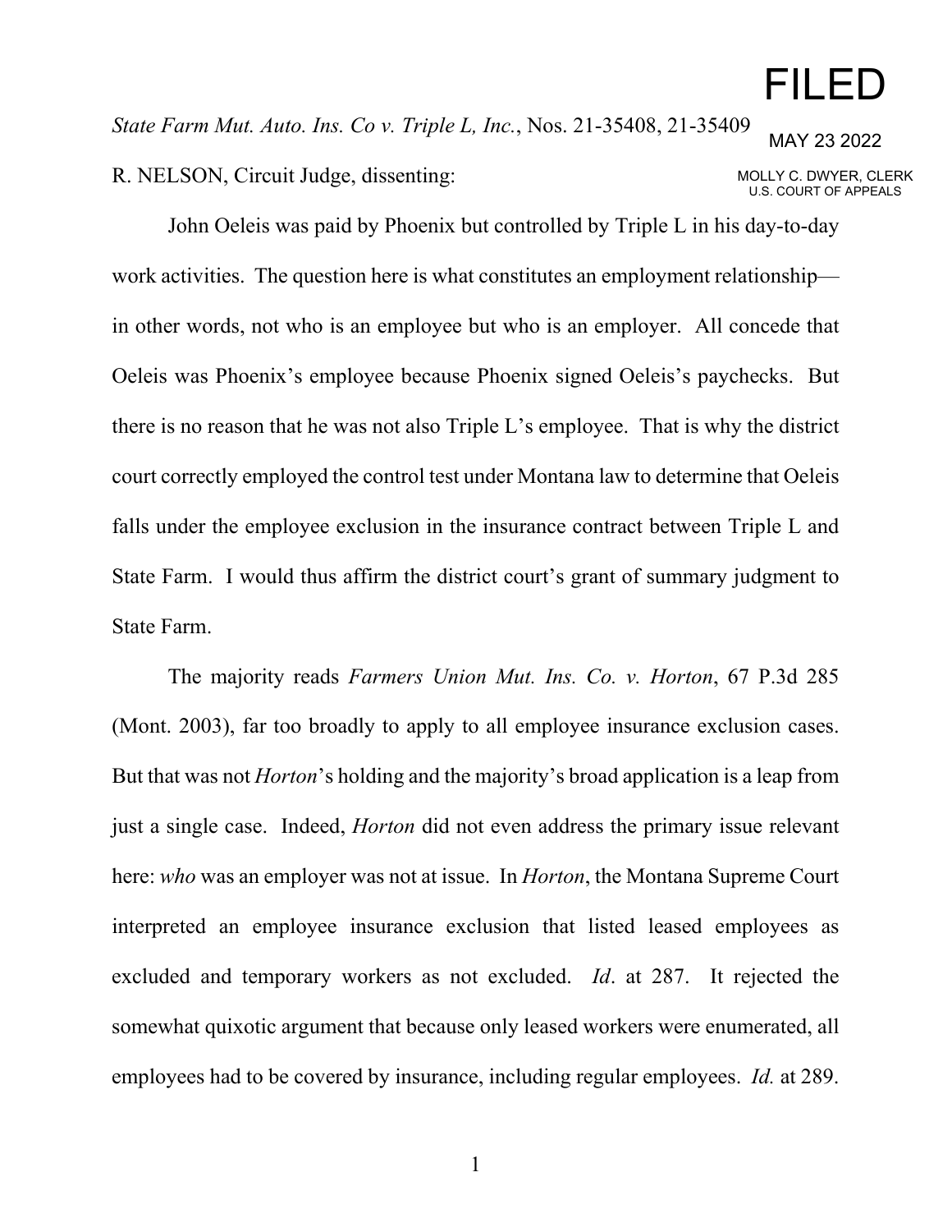FILED

MAY 23 2022

MOLLY C. DWYER, CLERK
U.S. COURT OF APPEALS

*State Farm Mut. Auto. Ins. Co v. Triple L, Inc.*, Nos. 21-35408, 21-35409

R. NELSON, Circuit Judge, dissenting:

John Oeleis was paid by Phoenix but controlled by Triple L in his day-to-day work activities. The question here is what constitutes an employment relationship—in other words, not who is an employee but who is an employer. All concede that Oeleis was Phoenix's employee because Phoenix signed Oeleis's paychecks. But there is no reason that he was not also Triple L's employee. That is why the district court correctly employed the control test under Montana law to determine that Oeleis falls under the employee exclusion in the insurance contract between Triple L and State Farm. I would thus affirm the district court's grant of summary judgment to State Farm.

The majority reads *Farmers Union Mut. Ins. Co. v. Horton*, 67 P.3d 285 (Mont. 2003), far too broadly to apply to all employee insurance exclusion cases. But that was not *Horton*'s holding and the majority's broad application is a leap from just a single case. Indeed, *Horton* did not even address the primary issue relevant here: *who* was an employer was not at issue. In *Horton*, the Montana Supreme Court interpreted an employee insurance exclusion that listed leased employees as excluded and temporary workers as not excluded. *Id*. at 287. It rejected the somewhat quixotic argument that because only leased workers were enumerated, all employees had to be covered by insurance, including regular employees. *Id.* at 289.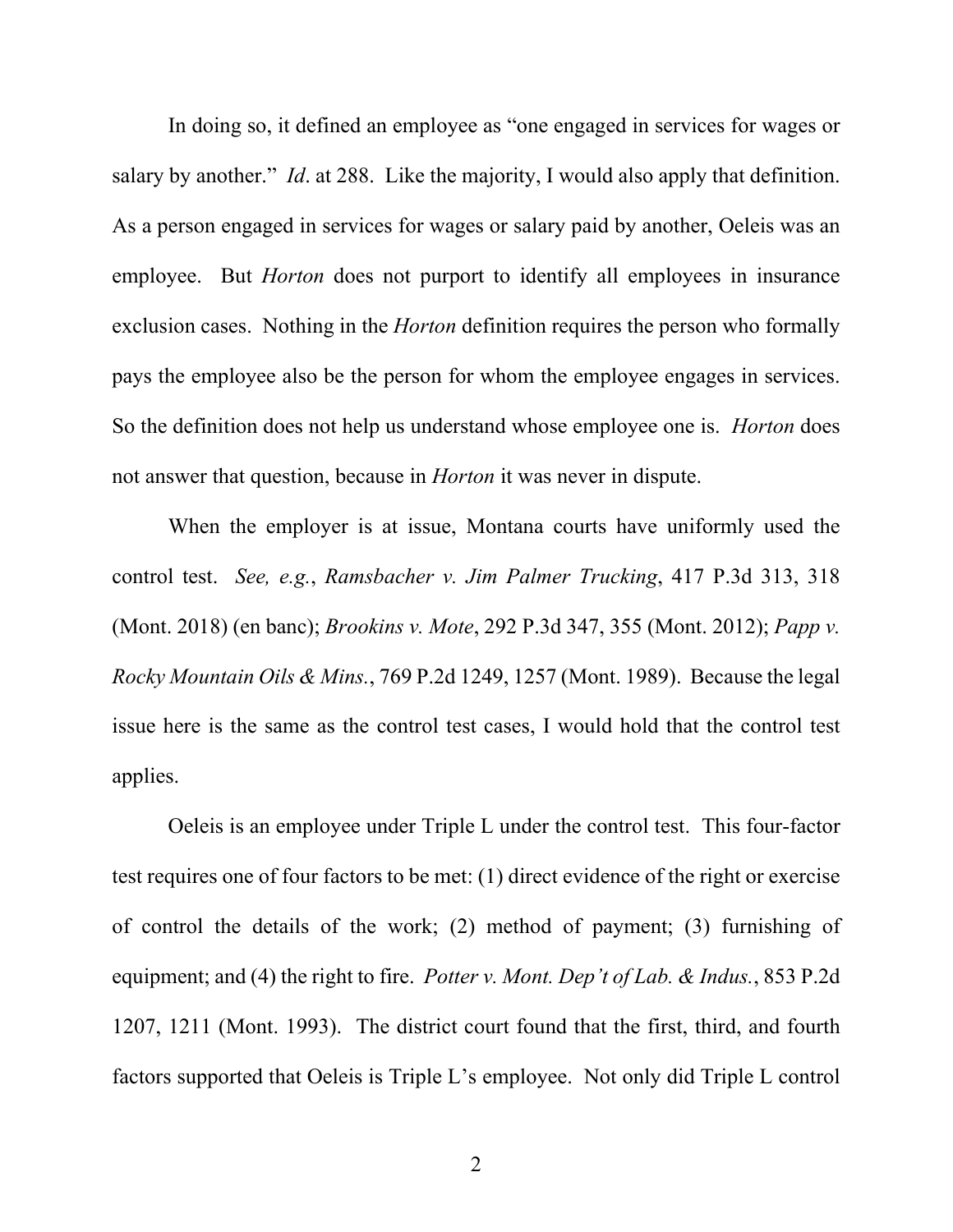In doing so, it defined an employee as "one engaged in services for wages or salary by another." *Id*. at 288. Like the majority, I would also apply that definition. As a person engaged in services for wages or salary paid by another, Oeleis was an employee. But *Horton* does not purport to identify all employees in insurance exclusion cases. Nothing in the *Horton* definition requires the person who formally pays the employee also be the person for whom the employee engages in services. So the definition does not help us understand whose employee one is. *Horton* does not answer that question, because in *Horton* it was never in dispute.

When the employer is at issue, Montana courts have uniformly used the control test. *See, e.g.*, *Ramsbacher v. Jim Palmer Trucking*, 417 P.3d 313, 318 (Mont. 2018) (en banc); *Brookins v. Mote*, 292 P.3d 347, 355 (Mont. 2012); *Papp v. Rocky Mountain Oils & Mins.*, 769 P.2d 1249, 1257 (Mont. 1989). Because the legal issue here is the same as the control test cases, I would hold that the control test applies.

Oeleis is an employee under Triple L under the control test. This four-factor test requires one of four factors to be met: (1) direct evidence of the right or exercise of control the details of the work; (2) method of payment; (3) furnishing of equipment; and (4) the right to fire. *Potter v. Mont. Dep't of Lab. & Indus.*, 853 P.2d 1207, 1211 (Mont. 1993). The district court found that the first, third, and fourth factors supported that Oeleis is Triple L's employee. Not only did Triple L control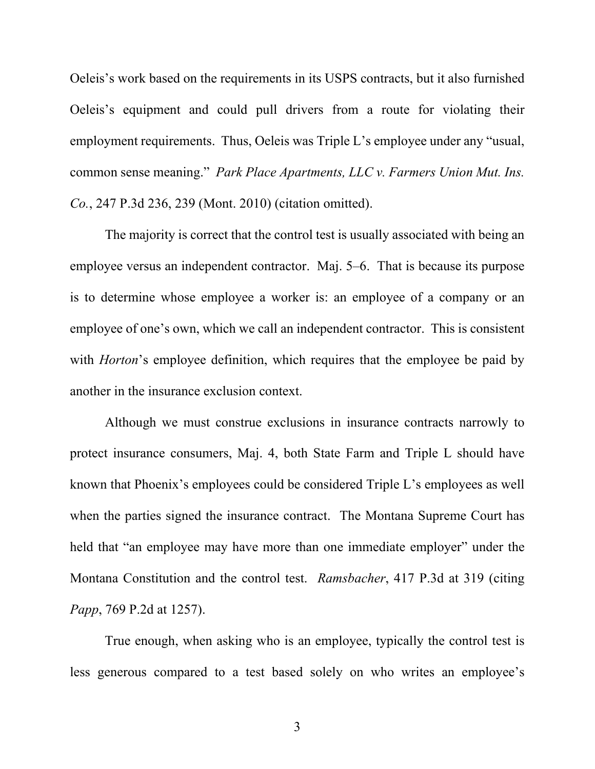Oeleis's work based on the requirements in its USPS contracts, but it also furnished Oeleis's equipment and could pull drivers from a route for violating their employment requirements. Thus, Oeleis was Triple L's employee under any "usual, common sense meaning." *Park Place Apartments, LLC v. Farmers Union Mut. Ins. Co.*, 247 P.3d 236, 239 (Mont. 2010) (citation omitted).

The majority is correct that the control test is usually associated with being an employee versus an independent contractor. Maj. 5–6. That is because its purpose is to determine whose employee a worker is: an employee of a company or an employee of one's own, which we call an independent contractor. This is consistent with *Horton*'s employee definition, which requires that the employee be paid by another in the insurance exclusion context.

Although we must construe exclusions in insurance contracts narrowly to protect insurance consumers, Maj. 4, both State Farm and Triple L should have known that Phoenix's employees could be considered Triple L's employees as well when the parties signed the insurance contract. The Montana Supreme Court has held that "an employee may have more than one immediate employer" under the Montana Constitution and the control test. *Ramsbacher*, 417 P.3d at 319 (citing *Papp*, 769 P.2d at 1257).

True enough, when asking who is an employee, typically the control test is less generous compared to a test based solely on who writes an employee's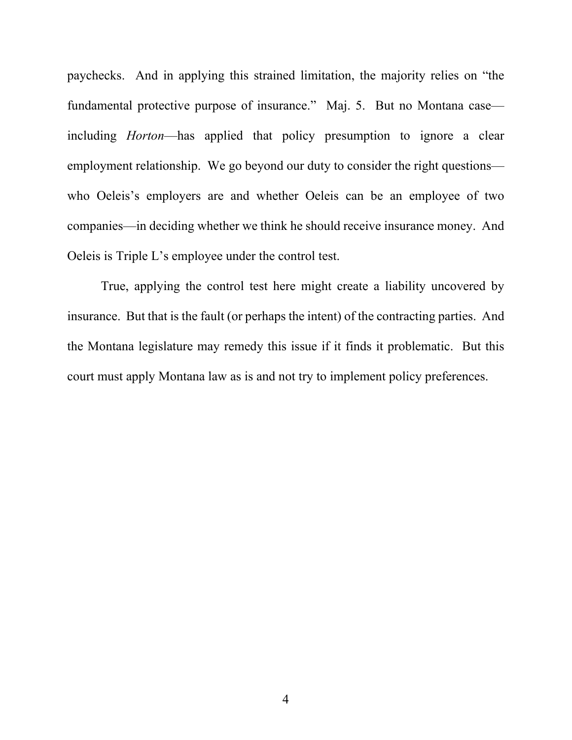paychecks. And in applying this strained limitation, the majority relies on "the fundamental protective purpose of insurance." Maj. 5. But no Montana case—including *Horton*—has applied that policy presumption to ignore a clear employment relationship. We go beyond our duty to consider the right questions—who Oeleis's employers are and whether Oeleis can be an employee of two companies—in deciding whether we think he should receive insurance money. And Oeleis is Triple L's employee under the control test.

True, applying the control test here might create a liability uncovered by insurance. But that is the fault (or perhaps the intent) of the contracting parties. And the Montana legislature may remedy this issue if it finds it problematic. But this court must apply Montana law as is and not try to implement policy preferences.